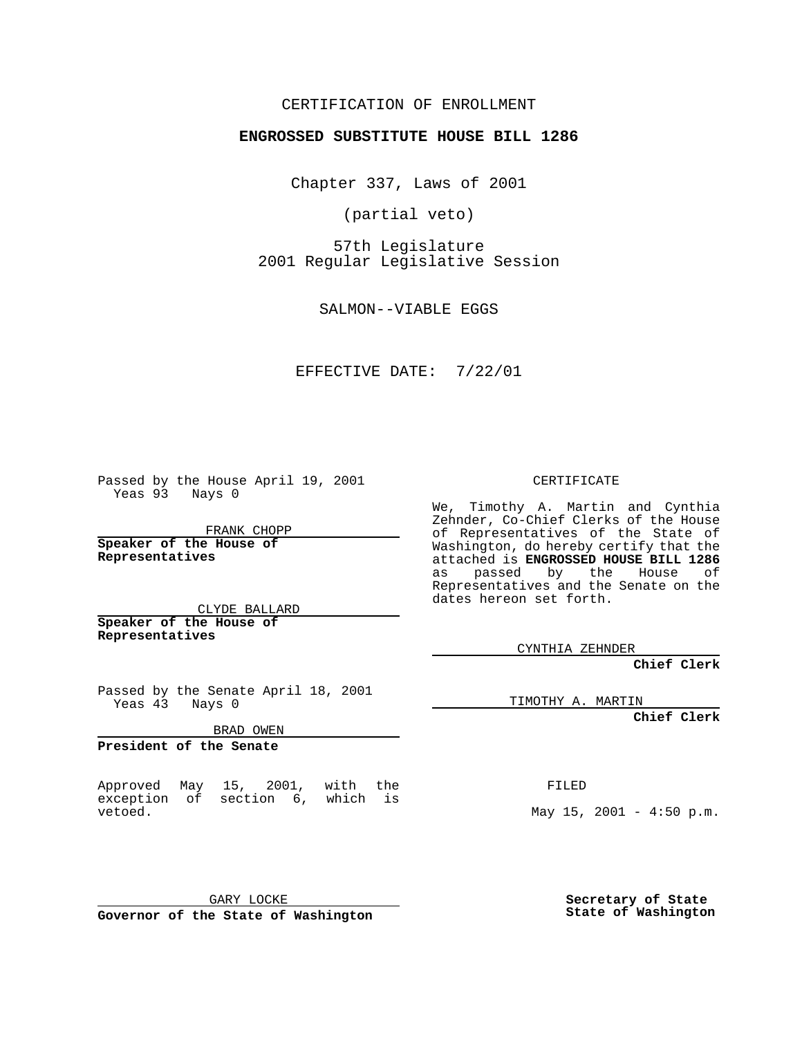CERTIFICATION OF ENROLLMENT

**ENGROSSED SUBSTITUTE HOUSE BILL 1286**

Chapter 337, Laws of 2001

(partial veto)

57th Legislature
2001 Regular Legislative Session

SALMON--VIABLE EGGS

EFFECTIVE DATE: 7/22/01

Passed by the House April 19, 2001
Yeas 93 Nays 0

FRANK CHOPP

**Speaker of the House of Representatives**

CLYDE BALLARD

**Speaker of the House of Representatives**

Passed by the Senate April 18, 2001
Yeas 43 Nays 0

BRAD OWEN

**President of the Senate**

Approved May 15, 2001, with the exception of section 6, which is vetoed.

GARY LOCKE

**Governor of the State of Washington**

CERTIFICATE

We, Timothy A. Martin and Cynthia Zehnder, Co-Chief Clerks of the House of Representatives of the State of Washington, do hereby certify that the attached is **ENGROSSED HOUSE BILL 1286** as passed by the House of Representatives and the Senate on the dates hereon set forth.

CYNTHIA ZEHNDER

**Chief Clerk**

TIMOTHY A. MARTIN

**Chief Clerk**

FILED

May 15, 2001 - 4:50 p.m.

**Secretary of State**
**State of Washington**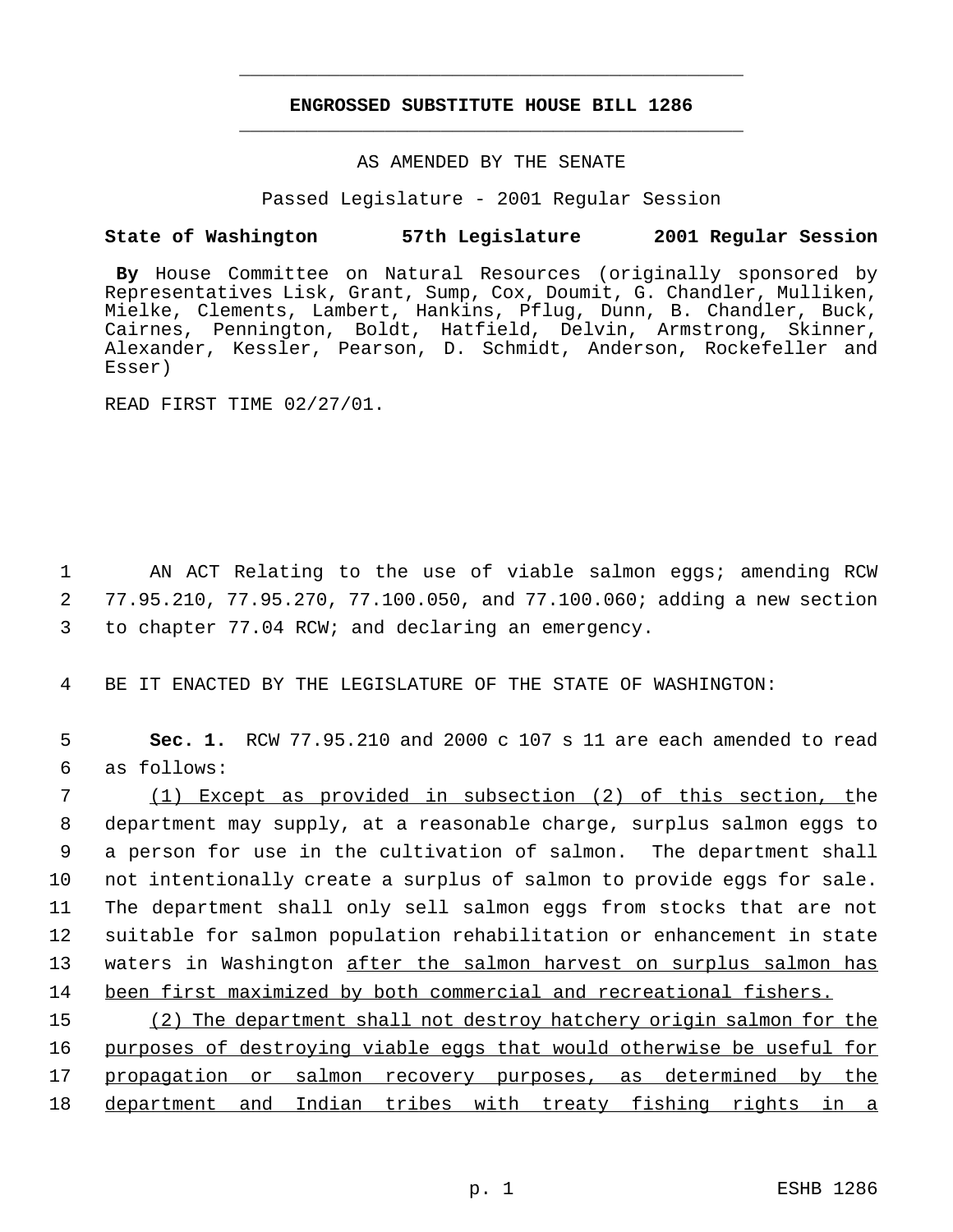# ENGROSSED SUBSTITUTE HOUSE BILL 1286

AS AMENDED BY THE SENATE

Passed Legislature - 2001 Regular Session

**State of Washington 57th Legislature 2001 Regular Session**

**By** House Committee on Natural Resources (originally sponsored by Representatives Lisk, Grant, Sump, Cox, Doumit, G. Chandler, Mulliken, Mielke, Clements, Lambert, Hankins, Pflug, Dunn, B. Chandler, Buck, Cairnes, Pennington, Boldt, Hatfield, Delvin, Armstrong, Skinner, Alexander, Kessler, Pearson, D. Schmidt, Anderson, Rockefeller and Esser)

READ FIRST TIME 02/27/01.

1 AN ACT Relating to the use of viable salmon eggs; amending RCW
2 77.95.210, 77.95.270, 77.100.050, and 77.100.060; adding a new section
3 to chapter 77.04 RCW; and declaring an emergency.

4 BE IT ENACTED BY THE LEGISLATURE OF THE STATE OF WASHINGTON:

5 **Sec. 1.** RCW 77.95.210 and 2000 c 107 s 11 are each amended to read
6 as follows:

7 <u>(1) Except as provided in subsection (2) of this section, t</u>he
8 department may supply, at a reasonable charge, surplus salmon eggs to
9 a person for use in the cultivation of salmon. The department shall
10 not intentionally create a surplus of salmon to provide eggs for sale.
11 The department shall only sell salmon eggs from stocks that are not
12 suitable for salmon population rehabilitation or enhancement in state
13 waters in Washington <u>after the salmon harvest on surplus salmon has</u>
14 <u>been first maximized by both commercial and recreational fishers.</u>

15 <u>(2) The department shall not destroy hatchery origin salmon for the</u>
16 <u>purposes of destroying viable eggs that would otherwise be useful for</u>
17 <u>propagation or salmon recovery purposes, as determined by the</u>
18 <u>department and Indian tribes with treaty fishing rights in a</u>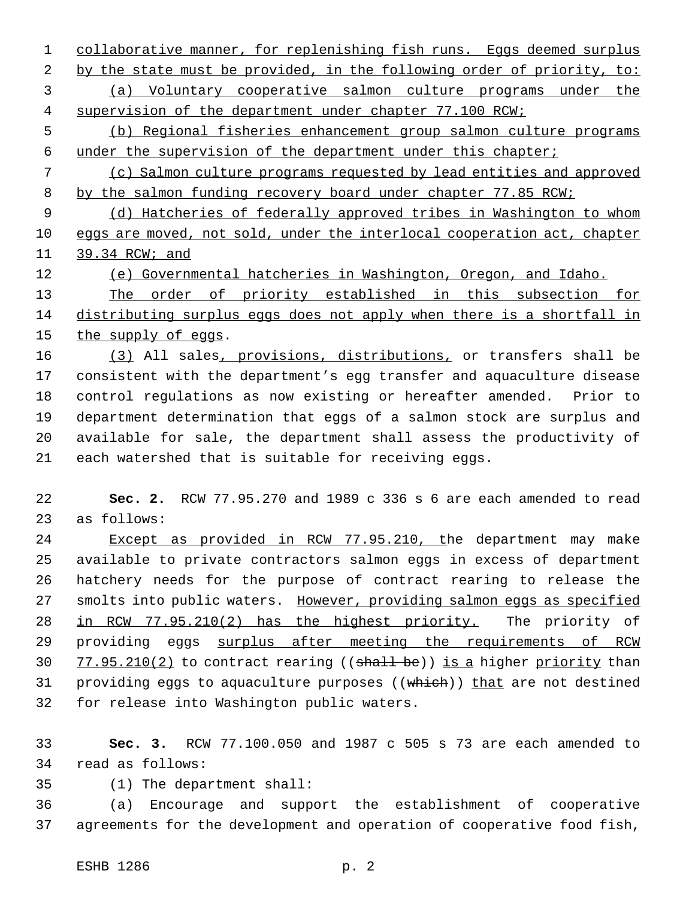collaborative manner, for replenishing fish runs. Eggs deemed surplus by the state must be provided, in the following order of priority, to:

(a) Voluntary cooperative salmon culture programs under the supervision of the department under chapter 77.100 RCW;

(b) Regional fisheries enhancement group salmon culture programs under the supervision of the department under this chapter;

(c) Salmon culture programs requested by lead entities and approved by the salmon funding recovery board under chapter 77.85 RCW;

(d) Hatcheries of federally approved tribes in Washington to whom eggs are moved, not sold, under the interlocal cooperation act, chapter 39.34 RCW; and

(e) Governmental hatcheries in Washington, Oregon, and Idaho.

The order of priority established in this subsection for distributing surplus eggs does not apply when there is a shortfall in the supply of eggs.

(3) All sales, provisions, distributions, or transfers shall be consistent with the department's egg transfer and aquaculture disease control regulations as now existing or hereafter amended. Prior to department determination that eggs of a salmon stock are surplus and available for sale, the department shall assess the productivity of each watershed that is suitable for receiving eggs.

**Sec. 2.** RCW 77.95.270 and 1989 c 336 s 6 are each amended to read as follows:

Except as provided in RCW 77.95.210, the department may make available to private contractors salmon eggs in excess of department hatchery needs for the purpose of contract rearing to release the smolts into public waters. However, providing salmon eggs as specified in RCW 77.95.210(2) has the highest priority. The priority of providing eggs surplus after meeting the requirements of RCW 77.95.210(2) to contract rearing ((~~shall be~~)) is a higher priority than providing eggs to aquaculture purposes ((~~which~~)) that are not destined for release into Washington public waters.

**Sec. 3.** RCW 77.100.050 and 1987 c 505 s 73 are each amended to read as follows:

(1) The department shall:

(a) Encourage and support the establishment of cooperative agreements for the development and operation of cooperative food fish,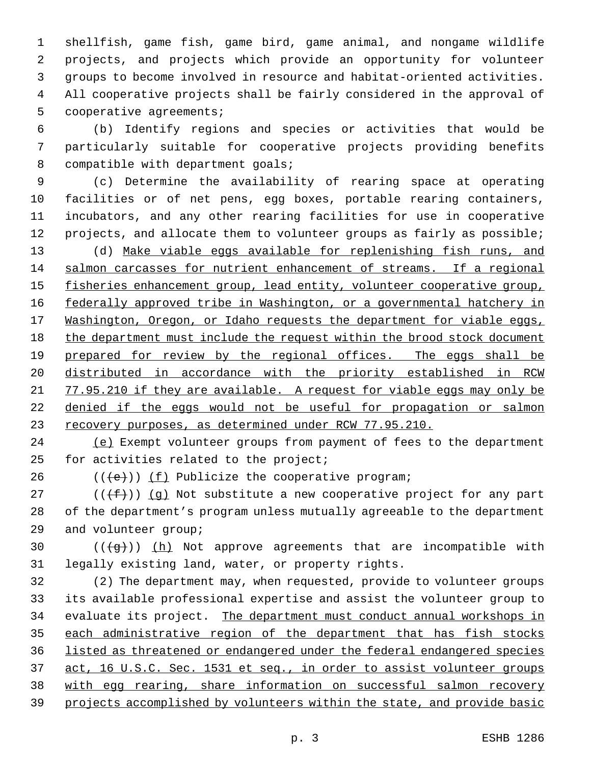shellfish, game fish, game bird, game animal, and nongame wildlife projects, and projects which provide an opportunity for volunteer groups to become involved in resource and habitat-oriented activities. All cooperative projects shall be fairly considered in the approval of cooperative agreements;

(b) Identify regions and species or activities that would be particularly suitable for cooperative projects providing benefits compatible with department goals;

(c) Determine the availability of rearing space at operating facilities or of net pens, egg boxes, portable rearing containers, incubators, and any other rearing facilities for use in cooperative projects, and allocate them to volunteer groups as fairly as possible;

(d) Make viable eggs available for replenishing fish runs, and salmon carcasses for nutrient enhancement of streams. If a regional fisheries enhancement group, lead entity, volunteer cooperative group, federally approved tribe in Washington, or a governmental hatchery in Washington, Oregon, or Idaho requests the department for viable eggs, the department must include the request within the brood stock document prepared for review by the regional offices. The eggs shall be distributed in accordance with the priority established in RCW 77.95.210 if they are available. A request for viable eggs may only be denied if the eggs would not be useful for propagation or salmon recovery purposes, as determined under RCW 77.95.210.

(e) Exempt volunteer groups from payment of fees to the department for activities related to the project;

~~((e))~~ (f) Publicize the cooperative program;

~~((f))~~ (g) Not substitute a new cooperative project for any part of the department's program unless mutually agreeable to the department and volunteer group;

~~((g))~~ (h) Not approve agreements that are incompatible with legally existing land, water, or property rights.

(2) The department may, when requested, provide to volunteer groups its available professional expertise and assist the volunteer group to evaluate its project. The department must conduct annual workshops in each administrative region of the department that has fish stocks listed as threatened or endangered under the federal endangered species act, 16 U.S.C. Sec. 1531 et seq., in order to assist volunteer groups with egg rearing, share information on successful salmon recovery projects accomplished by volunteers within the state, and provide basic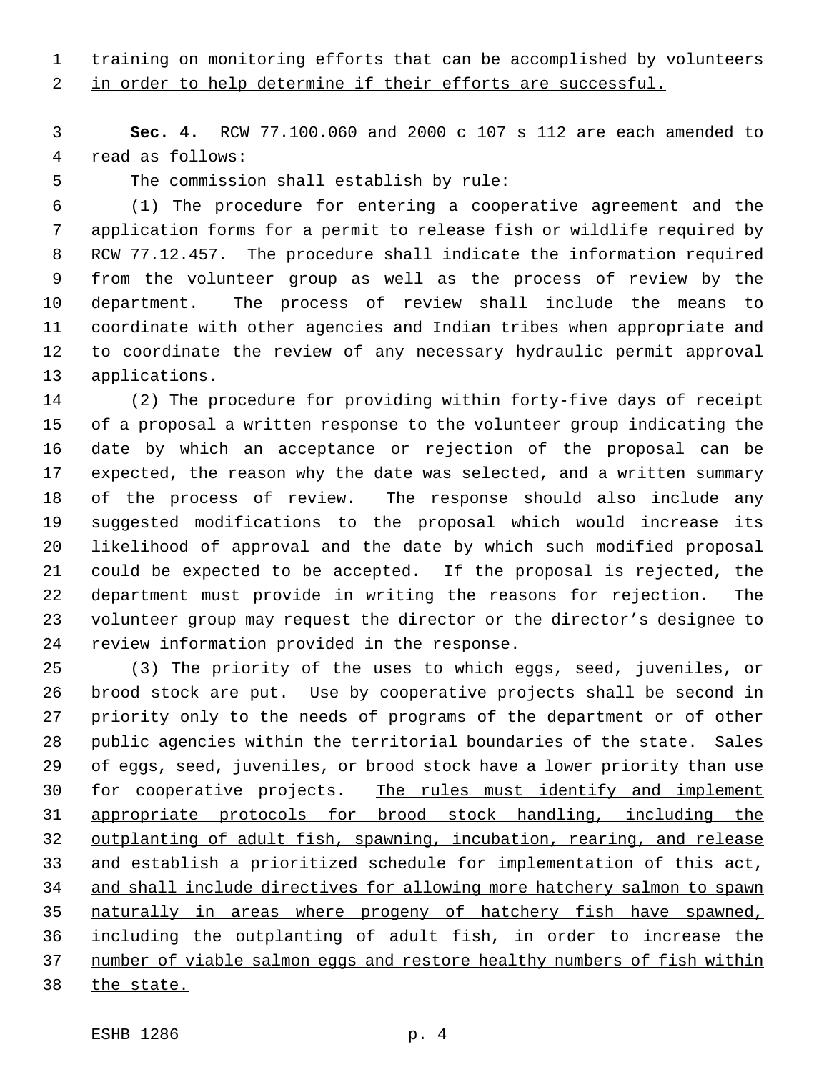training on monitoring efforts that can be accomplished by volunteers in order to help determine if their efforts are successful.

**Sec. 4.** RCW 77.100.060 and 2000 c 107 s 112 are each amended to read as follows:

The commission shall establish by rule:

(1) The procedure for entering a cooperative agreement and the application forms for a permit to release fish or wildlife required by RCW 77.12.457. The procedure shall indicate the information required from the volunteer group as well as the process of review by the department. The process of review shall include the means to coordinate with other agencies and Indian tribes when appropriate and to coordinate the review of any necessary hydraulic permit approval applications.

(2) The procedure for providing within forty-five days of receipt of a proposal a written response to the volunteer group indicating the date by which an acceptance or rejection of the proposal can be expected, the reason why the date was selected, and a written summary of the process of review. The response should also include any suggested modifications to the proposal which would increase its likelihood of approval and the date by which such modified proposal could be expected to be accepted. If the proposal is rejected, the department must provide in writing the reasons for rejection. The volunteer group may request the director or the director's designee to review information provided in the response.

(3) The priority of the uses to which eggs, seed, juveniles, or brood stock are put. Use by cooperative projects shall be second in priority only to the needs of programs of the department or of other public agencies within the territorial boundaries of the state. Sales of eggs, seed, juveniles, or brood stock have a lower priority than use for cooperative projects. The rules must identify and implement appropriate protocols for brood stock handling, including the outplanting of adult fish, spawning, incubation, rearing, and release and establish a prioritized schedule for implementation of this act, and shall include directives for allowing more hatchery salmon to spawn naturally in areas where progeny of hatchery fish have spawned, including the outplanting of adult fish, in order to increase the number of viable salmon eggs and restore healthy numbers of fish within the state.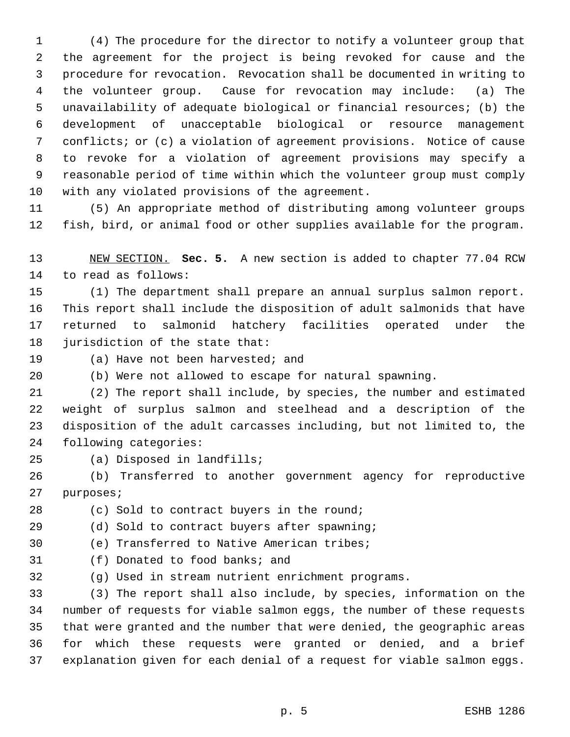(4) The procedure for the director to notify a volunteer group that the agreement for the project is being revoked for cause and the procedure for revocation. Revocation shall be documented in writing to the volunteer group. Cause for revocation may include: (a) The unavailability of adequate biological or financial resources; (b) the development of unacceptable biological or resource management conflicts; or (c) a violation of agreement provisions. Notice of cause to revoke for a violation of agreement provisions may specify a reasonable period of time within which the volunteer group must comply with any violated provisions of the agreement.

(5) An appropriate method of distributing among volunteer groups fish, bird, or animal food or other supplies available for the program.

NEW SECTION. **Sec. 5.** A new section is added to chapter 77.04 RCW to read as follows:

(1) The department shall prepare an annual surplus salmon report. This report shall include the disposition of adult salmonids that have returned to salmonid hatchery facilities operated under the jurisdiction of the state that:

(a) Have not been harvested; and

(b) Were not allowed to escape for natural spawning.

(2) The report shall include, by species, the number and estimated weight of surplus salmon and steelhead and a description of the disposition of the adult carcasses including, but not limited to, the following categories:

(a) Disposed in landfills;

(b) Transferred to another government agency for reproductive purposes;

(c) Sold to contract buyers in the round;

(d) Sold to contract buyers after spawning;

(e) Transferred to Native American tribes;

(f) Donated to food banks; and

(g) Used in stream nutrient enrichment programs.

(3) The report shall also include, by species, information on the number of requests for viable salmon eggs, the number of these requests that were granted and the number that were denied, the geographic areas for which these requests were granted or denied, and a brief explanation given for each denial of a request for viable salmon eggs.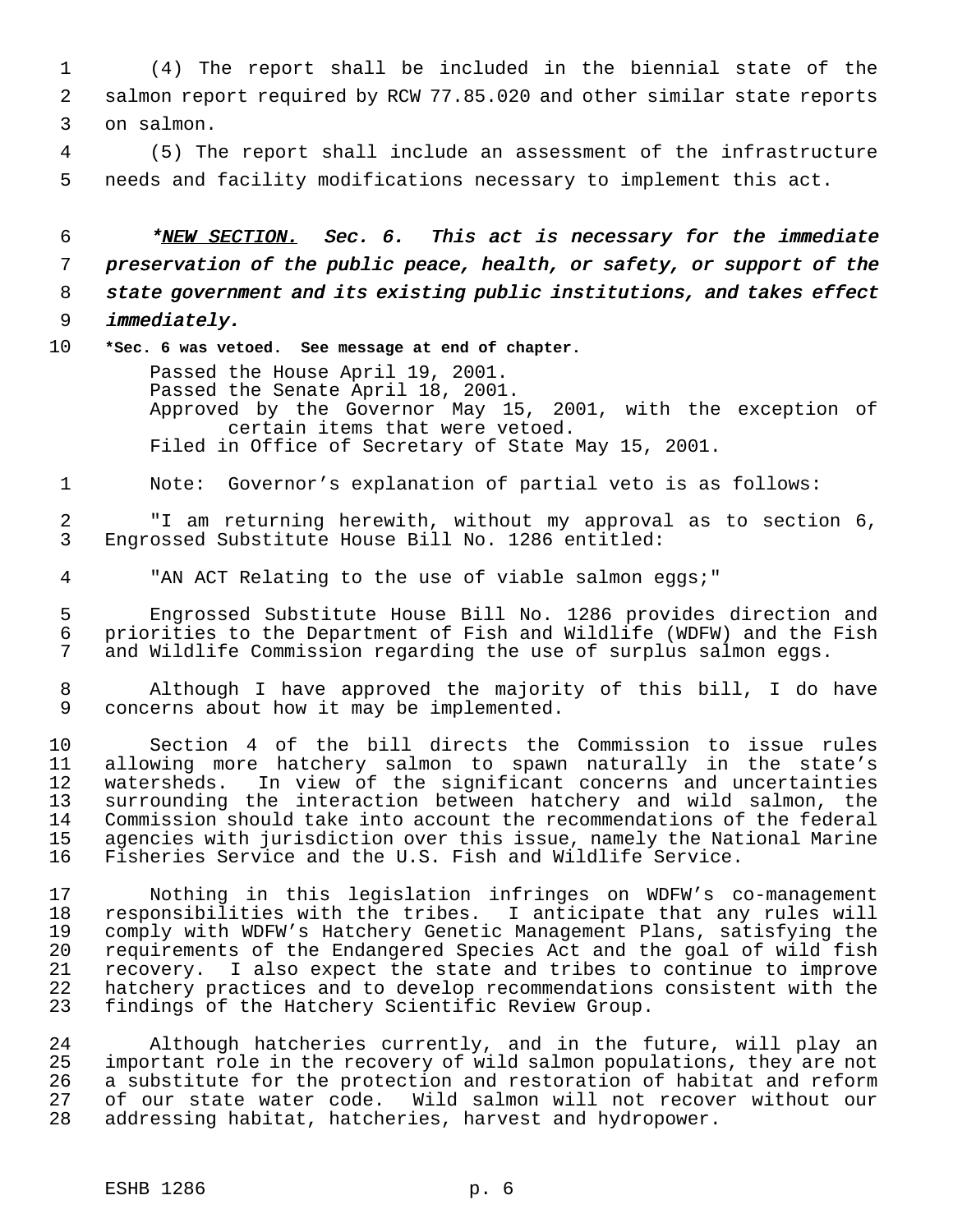(4) The report shall be included in the biennial state of the salmon report required by RCW 77.85.020 and other similar state reports on salmon.

(5) The report shall include an assessment of the infrastructure needs and facility modifications necessary to implement this act.

***NEW SECTION.** **Sec. 6.** ***This act is necessary for the immediate preservation of the public peace, health, or safety, or support of the state government and its existing public institutions, and takes effect immediately.***

***Sec. 6 was vetoed. See message at end of chapter.**

Passed the House April 19, 2001.
Passed the Senate April 18, 2001.
Approved by the Governor May 15, 2001, with the exception of certain items that were vetoed.
Filed in Office of Secretary of State May 15, 2001.

Note: Governor's explanation of partial veto is as follows:

"I am returning herewith, without my approval as to section 6, Engrossed Substitute House Bill No. 1286 entitled:

"AN ACT Relating to the use of viable salmon eggs;"

Engrossed Substitute House Bill No. 1286 provides direction and priorities to the Department of Fish and Wildlife (WDFW) and the Fish and Wildlife Commission regarding the use of surplus salmon eggs.

Although I have approved the majority of this bill, I do have concerns about how it may be implemented.

Section 4 of the bill directs the Commission to issue rules allowing more hatchery salmon to spawn naturally in the state's watersheds. In view of the significant concerns and uncertainties surrounding the interaction between hatchery and wild salmon, the Commission should take into account the recommendations of the federal agencies with jurisdiction over this issue, namely the National Marine Fisheries Service and the U.S. Fish and Wildlife Service.

Nothing in this legislation infringes on WDFW's co-management responsibilities with the tribes. I anticipate that any rules will comply with WDFW's Hatchery Genetic Management Plans, satisfying the requirements of the Endangered Species Act and the goal of wild fish recovery. I also expect the state and tribes to continue to improve hatchery practices and to develop recommendations consistent with the findings of the Hatchery Scientific Review Group.

Although hatcheries currently, and in the future, will play an important role in the recovery of wild salmon populations, they are not a substitute for the protection and restoration of habitat and reform of our state water code. Wild salmon will not recover without our addressing habitat, hatcheries, harvest and hydropower.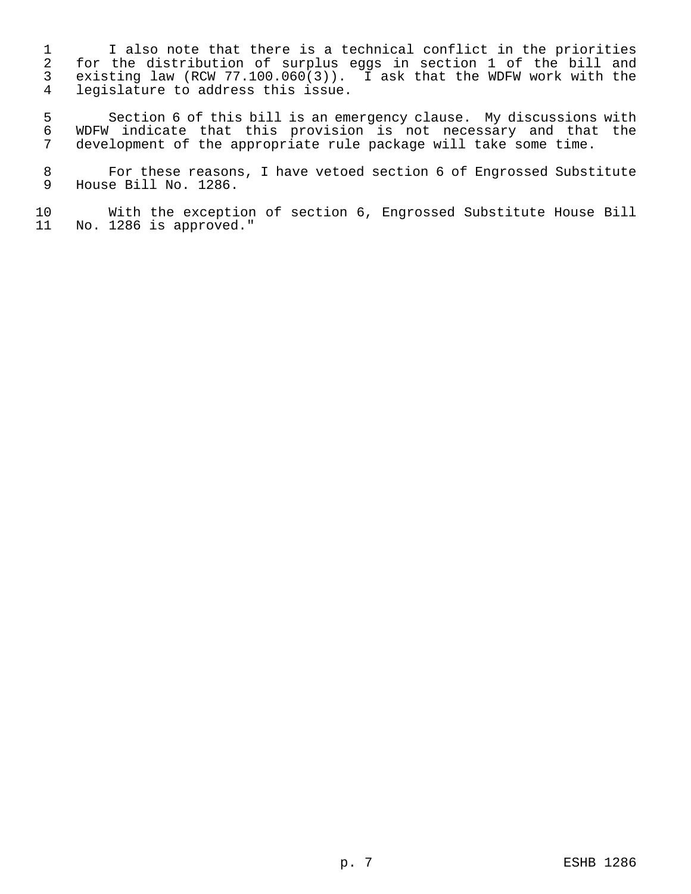I also note that there is a technical conflict in the priorities for the distribution of surplus eggs in section 1 of the bill and existing law (RCW 77.100.060(3)). I ask that the WDFW work with the legislature to address this issue.

Section 6 of this bill is an emergency clause. My discussions with WDFW indicate that this provision is not necessary and that the development of the appropriate rule package will take some time.

For these reasons, I have vetoed section 6 of Engrossed Substitute House Bill No. 1286.

With the exception of section 6, Engrossed Substitute House Bill No. 1286 is approved."